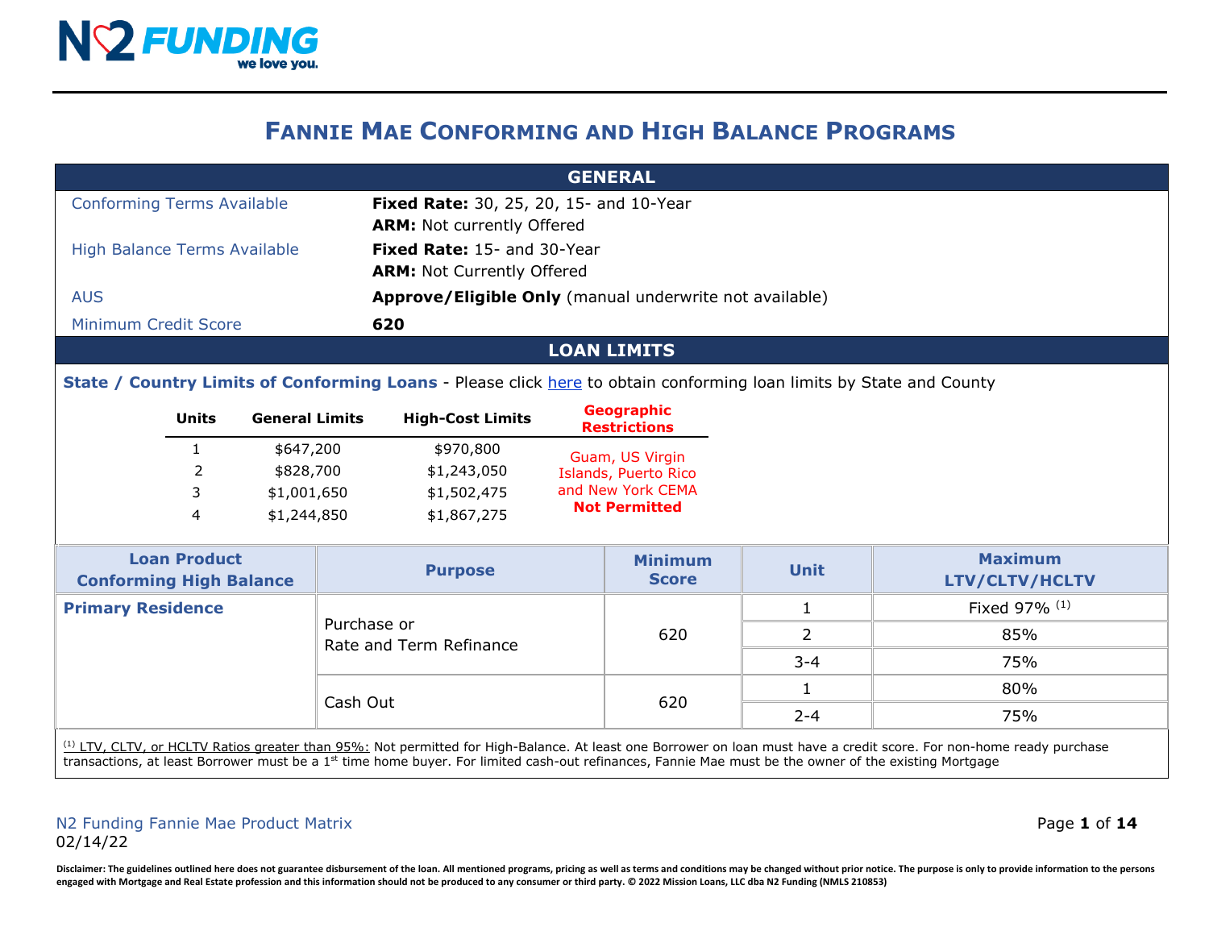# FANNIE MAE CONFORMING AND HIGH BALANCE PROGRAMS

## GENERAL

| | |
|---|---|
| Conforming Terms Available | **Fixed Rate:** 30, 25, 20, 15- and 10-Year<br>**ARM:** Not currently Offered |
| High Balance Terms Available | **Fixed Rate:** 15- and 30-Year<br>**ARM:** Not Currently Offered |
| AUS | **Approve/Eligible Only** (manual underwrite not available) |
| Minimum Credit Score | **620** |

## LOAN LIMITS

**State / Country Limits of Conforming Loans** - Please click [here]() to obtain conforming loan limits by State and County

| Units | General Limits | High-Cost Limits | Geographic Restrictions |
|---|---|---|---|
| 1 | $647,200 | $970,800 | Guam, US Virgin Islands, Puerto Rico and New York CEMA **Not Permitted** |
| 2 | $828,700 | $1,243,050 | |
| 3 | $1,001,650 | $1,502,475 | |
| 4 | $1,244,850 | $1,867,275 | |

| Loan Product Conforming High Balance | Purpose | Minimum Score | Unit | Maximum LTV/CLTV/HCLTV |
|---|---|---|---|---|
| **Primary Residence** | Purchase or Rate and Term Refinance | 620 | 1 | Fixed 97% [1] |
| | | | 2 | 85% |
| | | | 3-4 | 75% |
| | Cash Out | 620 | 1 | 80% |
| | | | 2-4 | 75% |

[1] LTV, CLTV, or HCLTV Ratios greater than 95%: Not permitted for High-Balance. At least one Borrower on loan must have a credit score. For non-home ready purchase transactions, at least Borrower must be a 1st time home buyer. For limited cash-out refinances, Fannie Mae must be the owner of the existing Mortgage

N2 Funding Fannie Mae Product Matrix
02/14/22

Disclaimer: The guidelines outlined here does not guarantee disbursement of the loan. All mentioned programs, pricing as well as terms and conditions may be changed without prior notice. The purpose is only to provide information to the persons engaged with Mortgage and Real Estate profession and this information should not be produced to any consumer or third party. © 2022 Mission Loans, LLC dba N2 Funding (NMLS 210853)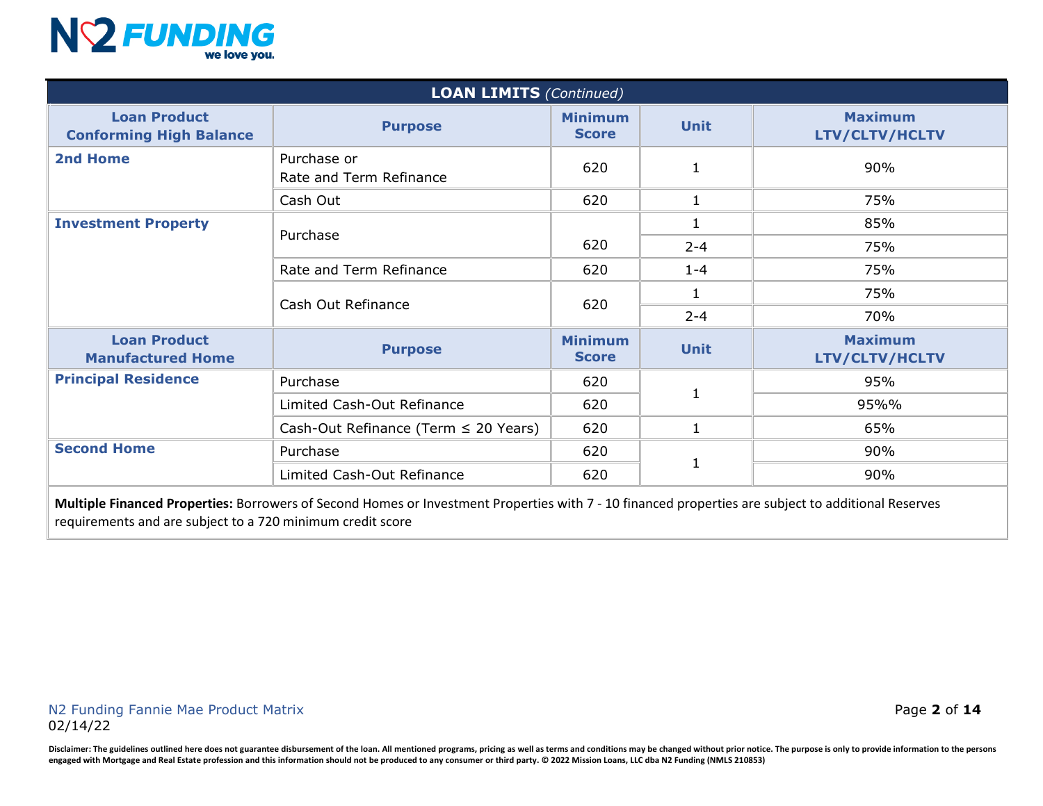## LOAN LIMITS *(Continued)*

| Loan Product Conforming High Balance | Purpose | Minimum Score | Unit | Maximum LTV/CLTV/HCLTV |
|---|---|---|---|---|
| **2nd Home** | Purchase or Rate and Term Refinance | 620 | 1 | 90% |
| | Cash Out | 620 | 1 | 75% |
| **Investment Property** | Purchase | 620 | 1 | 85% |
| | | | 2-4 | 75% |
| | Rate and Term Refinance | 620 | 1-4 | 75% |
| | Cash Out Refinance | 620 | 1 | 75% |
| | | | 2-4 | 70% |
| **Loan Product Manufactured Home** | **Purpose** | **Minimum Score** | **Unit** | **Maximum LTV/CLTV/HCLTV** |
| **Principal Residence** | Purchase | 620 | 1 | 95% |
| | Limited Cash-Out Refinance | 620 | | 95%% |
| | Cash-Out Refinance (Term ≤ 20 Years) | 620 | 1 | 65% |
| **Second Home** | Purchase | 620 | 1 | 90% |
| | Limited Cash-Out Refinance | 620 | | 90% |

**Multiple Financed Properties:** Borrowers of Second Homes or Investment Properties with 7 - 10 financed properties are subject to additional Reserves requirements and are subject to a 720 minimum credit score

N2 Funding Fannie Mae Product Matrix
02/14/22

Disclaimer: The guidelines outlined here does not guarantee disbursement of the loan. All mentioned programs, pricing as well as terms and conditions may be changed without prior notice. The purpose is only to provide information to the persons engaged with Mortgage and Real Estate profession and this information should not be produced to any consumer or third party. © 2022 Mission Loans, LLC dba N2 Funding (NMLS 210853)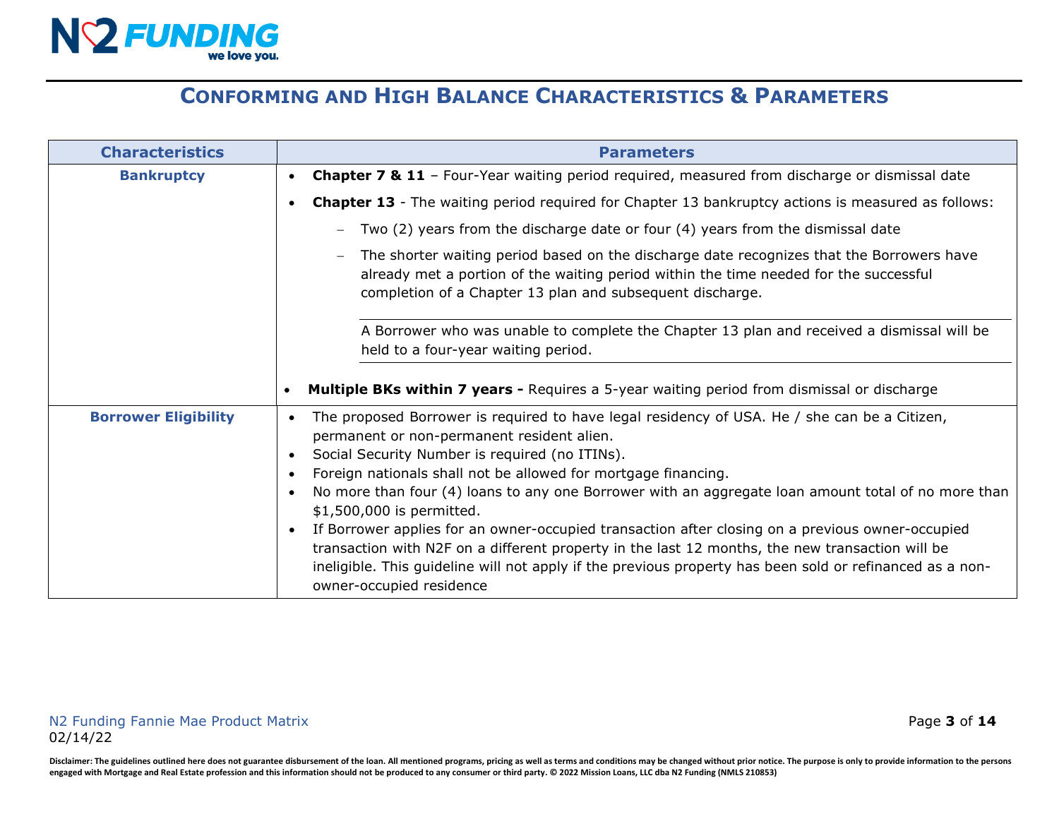# Conforming and High Balance Characteristics & Parameters

| Characteristics | Parameters |
| --- | --- |
| **Bankruptcy** | • **Chapter 7 & 11** – Four-Year waiting period required, measured from discharge or dismissal date<br>• **Chapter 13** - The waiting period required for Chapter 13 bankruptcy actions is measured as follows:<br>– Two (2) years from the discharge date or four (4) years from the dismissal date<br>– The shorter waiting period based on the discharge date recognizes that the Borrowers have already met a portion of the waiting period within the time needed for the successful completion of a Chapter 13 plan and subsequent discharge.<br>A Borrower who was unable to complete the Chapter 13 plan and received a dismissal will be held to a four-year waiting period.<br>• **Multiple BKs within 7 years -** Requires a 5-year waiting period from dismissal or discharge |
| **Borrower Eligibility** | • The proposed Borrower is required to have legal residency of USA. He / she can be a Citizen, permanent or non-permanent resident alien.<br>• Social Security Number is required (no ITINs).<br>• Foreign nationals shall not be allowed for mortgage financing.<br>• No more than four (4) loans to any one Borrower with an aggregate loan amount total of no more than $1,500,000 is permitted.<br>• If Borrower applies for an owner-occupied transaction after closing on a previous owner-occupied transaction with N2F on a different property in the last 12 months, the new transaction will be ineligible. This guideline will not apply if the previous property has been sold or refinanced as a non-owner-occupied residence |

N2 Funding Fannie Mae Product Matrix
02/14/22

Disclaimer: The guidelines outlined here does not guarantee disbursement of the loan. All mentioned programs, pricing as well as terms and conditions may be changed without prior notice. The purpose is only to provide information to the persons engaged with Mortgage and Real Estate profession and this information should not be produced to any consumer or third party. © 2022 Mission Loans, LLC dba N2 Funding (NMLS 210853)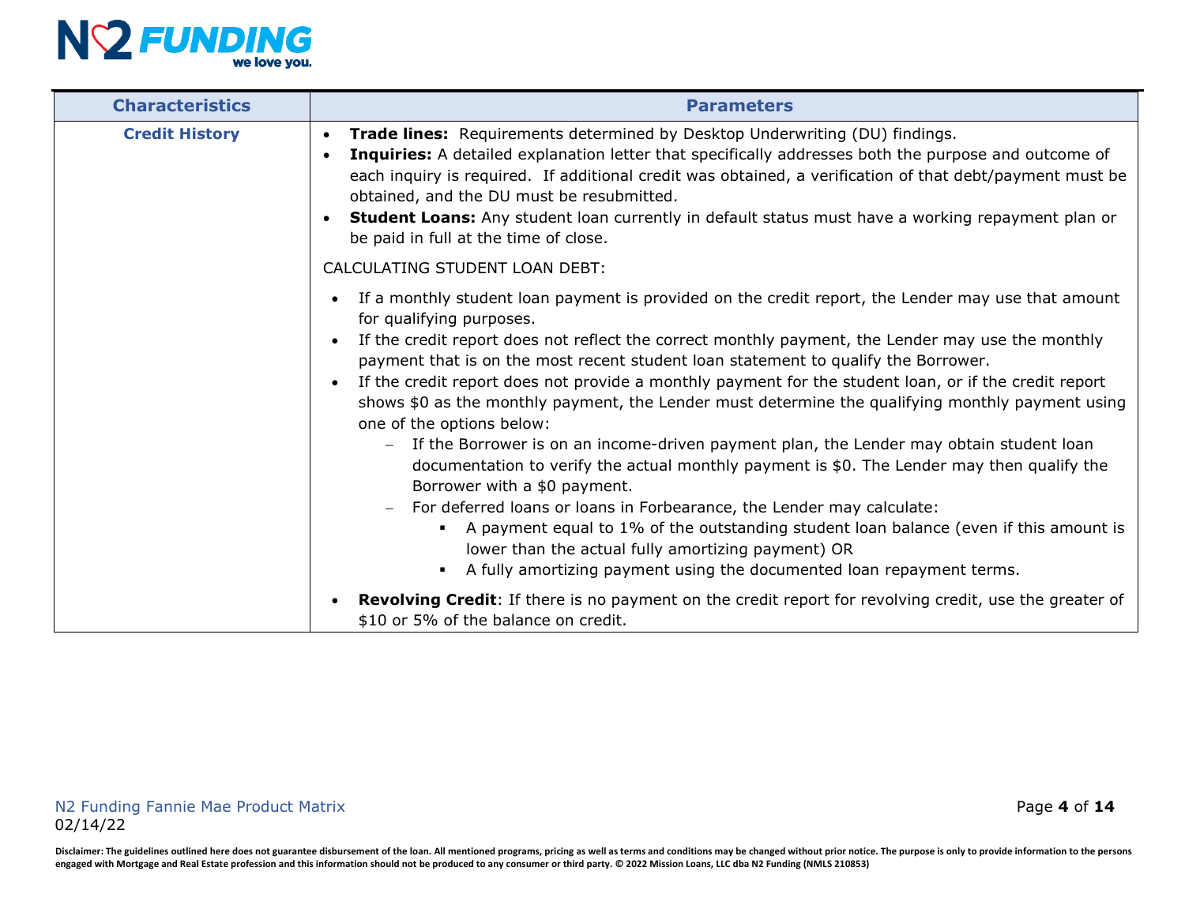| Characteristics | Parameters |
|---|---|
| **Credit History** | • **Trade lines:** Requirements determined by Desktop Underwriting (DU) findings.<br>• **Inquiries:** A detailed explanation letter that specifically addresses both the purpose and outcome of each inquiry is required. If additional credit was obtained, a verification of that debt/payment must be obtained, and the DU must be resubmitted.<br>• **Student Loans:** Any student loan currently in default status must have a working repayment plan or be paid in full at the time of close.<br><br>CALCULATING STUDENT LOAN DEBT:<br><br>• If a monthly student loan payment is provided on the credit report, the Lender may use that amount for qualifying purposes.<br>• If the credit report does not reflect the correct monthly payment, the Lender may use the monthly payment that is on the most recent student loan statement to qualify the Borrower.<br>• If the credit report does not provide a monthly payment for the student loan, or if the credit report shows $0 as the monthly payment, the Lender must determine the qualifying monthly payment using one of the options below:<br>  – If the Borrower is on an income-driven payment plan, the Lender may obtain student loan documentation to verify the actual monthly payment is $0. The Lender may then qualify the Borrower with a $0 payment.<br>  – For deferred loans or loans in Forbearance, the Lender may calculate:<br>    ▪ A payment equal to 1% of the outstanding student loan balance (even if this amount is lower than the actual fully amortizing payment) OR<br>    ▪ A fully amortizing payment using the documented loan repayment terms.<br><br>• **Revolving Credit**: If there is no payment on the credit report for revolving credit, use the greater of $10 or 5% of the balance on credit. |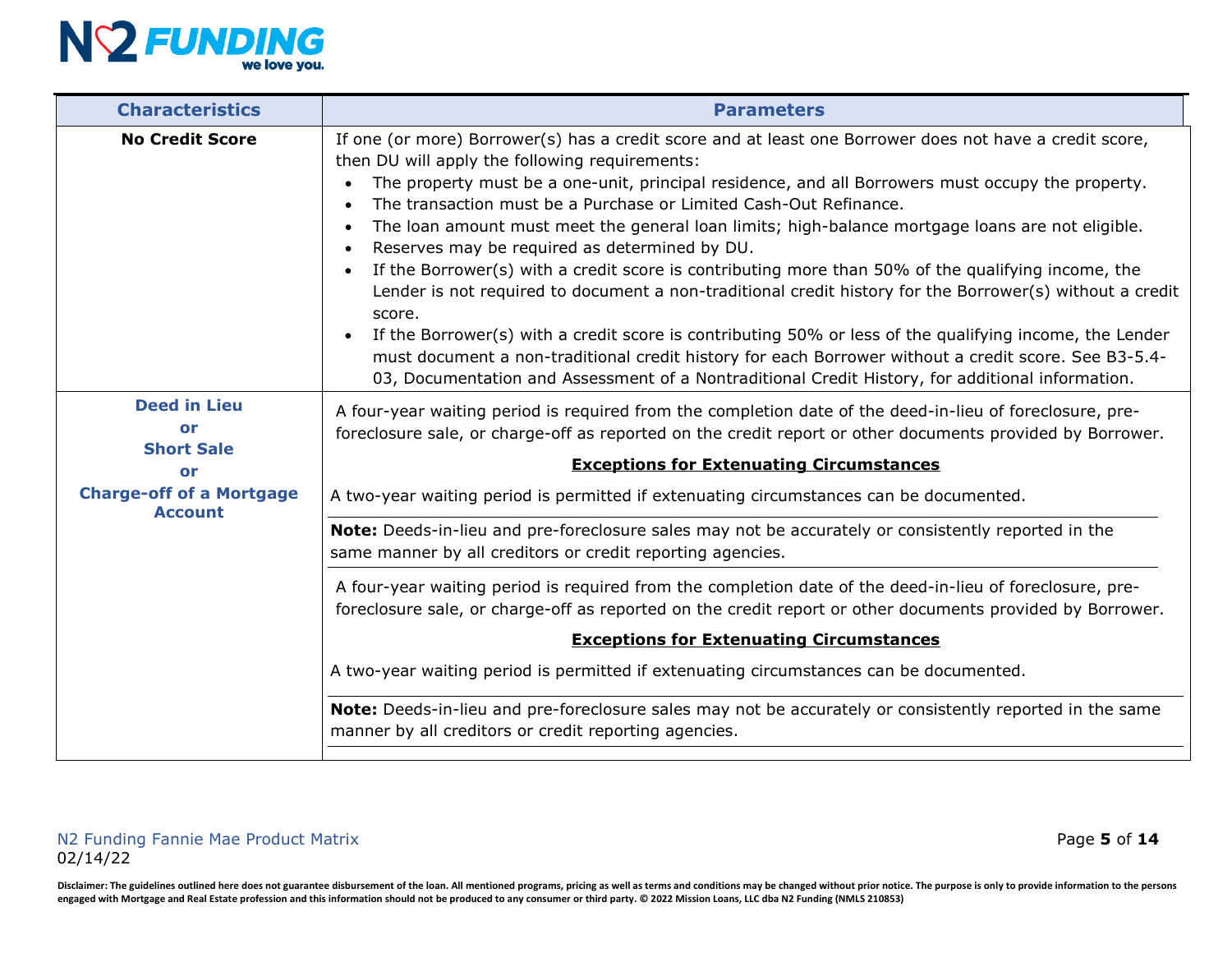| Characteristics | Parameters |
|---|---|
| **No Credit Score** | If one (or more) Borrower(s) has a credit score and at least one Borrower does not have a credit score, then DU will apply the following requirements:<br>• The property must be a one-unit, principal residence, and all Borrowers must occupy the property.<br>• The transaction must be a Purchase or Limited Cash-Out Refinance.<br>• The loan amount must meet the general loan limits; high-balance mortgage loans are not eligible.<br>• Reserves may be required as determined by DU.<br>• If the Borrower(s) with a credit score is contributing more than 50% of the qualifying income, the Lender is not required to document a non-traditional credit history for the Borrower(s) without a credit score.<br>• If the Borrower(s) with a credit score is contributing 50% or less of the qualifying income, the Lender must document a non-traditional credit history for each Borrower without a credit score. See B3-5.4-03, Documentation and Assessment of a Nontraditional Credit History, for additional information. |
| **Deed in Lieu or Short Sale or Charge-off of a Mortgage Account** | A four-year waiting period is required from the completion date of the deed-in-lieu of foreclosure, pre-foreclosure sale, or charge-off as reported on the credit report or other documents provided by Borrower.<br><br>**Exceptions for Extenuating Circumstances**<br><br>A two-year waiting period is permitted if extenuating circumstances can be documented.<br><br>**Note:** Deeds-in-lieu and pre-foreclosure sales may not be accurately or consistently reported in the same manner by all creditors or credit reporting agencies.<br><br>A four-year waiting period is required from the completion date of the deed-in-lieu of foreclosure, pre-foreclosure sale, or charge-off as reported on the credit report or other documents provided by Borrower.<br><br>**Exceptions for Extenuating Circumstances**<br><br>A two-year waiting period is permitted if extenuating circumstances can be documented.<br><br>**Note:** Deeds-in-lieu and pre-foreclosure sales may not be accurately or consistently reported in the same manner by all creditors or credit reporting agencies. |

N2 Funding Fannie Mae Product Matrix
02/14/22

Disclaimer: The guidelines outlined here does not guarantee disbursement of the loan. All mentioned programs, pricing as well as terms and conditions may be changed without prior notice. The purpose is only to provide information to the persons engaged with Mortgage and Real Estate profession and this information should not be produced to any consumer or third party. © 2022 Mission Loans, LLC dba N2 Funding (NMLS 210853)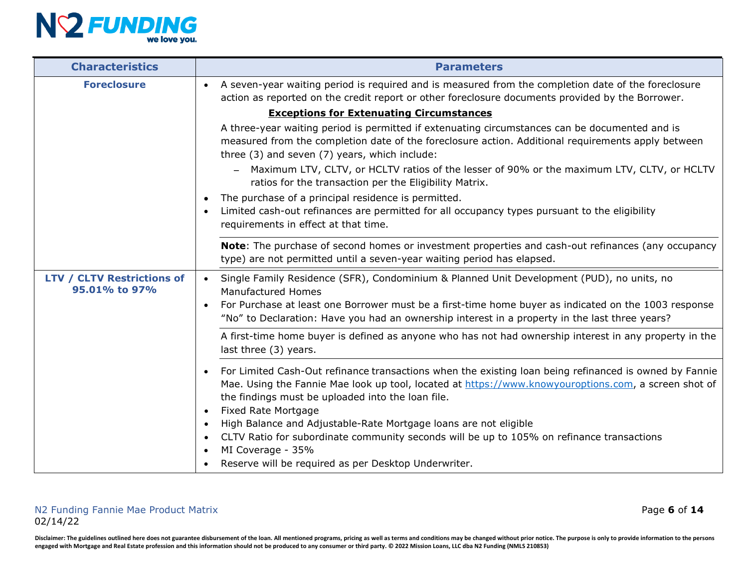| Characteristics | Parameters |
|---|---|
| **Foreclosure** | • A seven-year waiting period is required and is measured from the completion date of the foreclosure action as reported on the credit report or other foreclosure documents provided by the Borrower.<br><br>**Exceptions for Extenuating Circumstances**<br><br>A three-year waiting period is permitted if extenuating circumstances can be documented and is measured from the completion date of the foreclosure action. Additional requirements apply between three (3) and seven (7) years, which include:<br>– Maximum LTV, CLTV, or HCLTV ratios of the lesser of 90% or the maximum LTV, CLTV, or HCLTV ratios for the transaction per the Eligibility Matrix.<br><br>• The purchase of a principal residence is permitted.<br>• Limited cash-out refinances are permitted for all occupancy types pursuant to the eligibility requirements in effect at that time.<br><br>**Note**: The purchase of second homes or investment properties and cash-out refinances (any occupancy type) are not permitted until a seven-year waiting period has elapsed. |
| **LTV / CLTV Restrictions of 95.01% to 97%** | • Single Family Residence (SFR), Condominium & Planned Unit Development (PUD), no units, no Manufactured Homes<br>• For Purchase at least one Borrower must be a first-time home buyer as indicated on the 1003 response "No" to Declaration: Have you had an ownership interest in a property in the last three years?<br><br>A first-time home buyer is defined as anyone who has not had ownership interest in any property in the last three (3) years.<br><br>• For Limited Cash-Out refinance transactions when the existing loan being refinanced is owned by Fannie Mae. Using the Fannie Mae look up tool, located at https://www.knowyouroptions.com, a screen shot of the findings must be uploaded into the loan file.<br>• Fixed Rate Mortgage<br>• High Balance and Adjustable-Rate Mortgage loans are not eligible<br>• CLTV Ratio for subordinate community seconds will be up to 105% on refinance transactions<br>• MI Coverage - 35%<br>• Reserve will be required as per Desktop Underwriter. |

N2 Funding Fannie Mae Product Matrix
02/14/22

Disclaimer: The guidelines outlined here does not guarantee disbursement of the loan. All mentioned programs, pricing as well as terms and conditions may be changed without prior notice. The purpose is only to provide information to the persons engaged with Mortgage and Real Estate profession and this information should not be produced to any consumer or third party. © 2022 Mission Loans, LLC dba N2 Funding (NMLS 210853)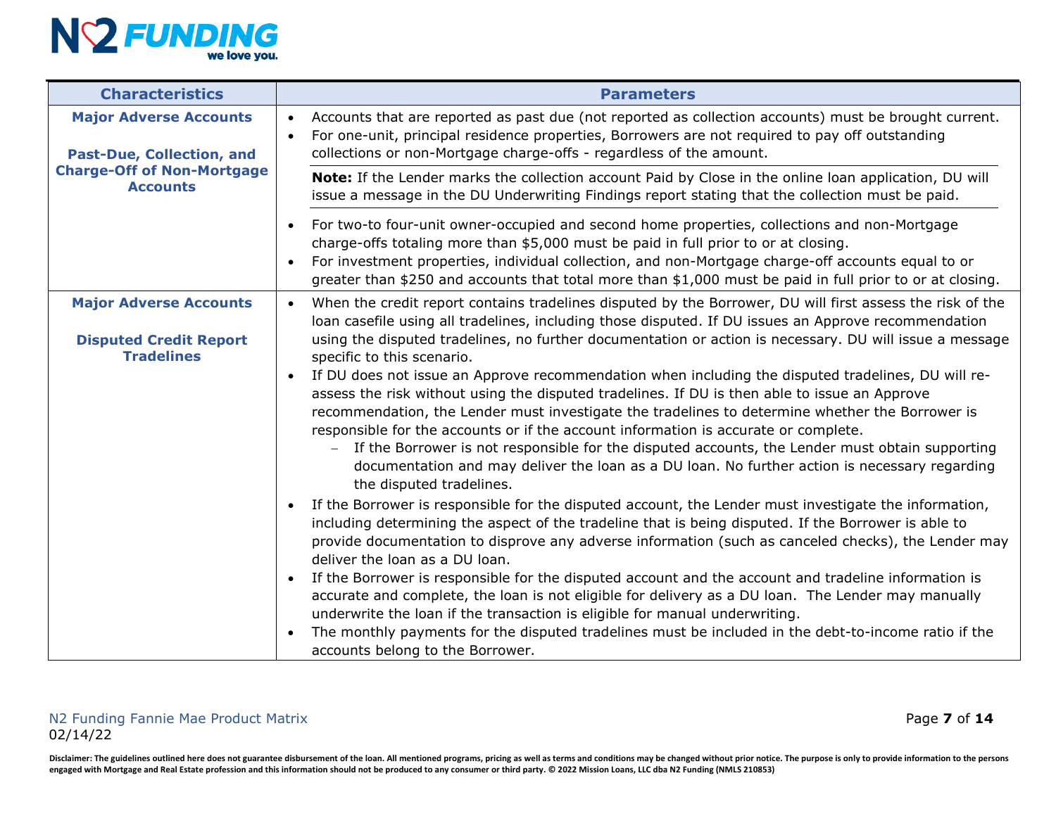| Characteristics | Parameters |
| --- | --- |
| **Major Adverse Accounts**<br><br>**Past-Due, Collection, and Charge-Off of Non-Mortgage Accounts** | • Accounts that are reported as past due (not reported as collection accounts) must be brought current.<br>• For one-unit, principal residence properties, Borrowers are not required to pay off outstanding collections or non-Mortgage charge-offs - regardless of the amount.<br><br>**Note:** If the Lender marks the collection account Paid by Close in the online loan application, DU will issue a message in the DU Underwriting Findings report stating that the collection must be paid.<br><br>• For two-to four-unit owner-occupied and second home properties, collections and non-Mortgage charge-offs totaling more than $5,000 must be paid in full prior to or at closing.<br>• For investment properties, individual collection, and non-Mortgage charge-off accounts equal to or greater than $250 and accounts that total more than $1,000 must be paid in full prior to or at closing. |
| **Major Adverse Accounts**<br><br>**Disputed Credit Report Tradelines** | • When the credit report contains tradelines disputed by the Borrower, DU will first assess the risk of the loan casefile using all tradelines, including those disputed. If DU issues an Approve recommendation using the disputed tradelines, no further documentation or action is necessary. DU will issue a message specific to this scenario.<br>• If DU does not issue an Approve recommendation when including the disputed tradelines, DU will re-assess the risk without using the disputed tradelines. If DU is then able to issue an Approve recommendation, the Lender must investigate the tradelines to determine whether the Borrower is responsible for the accounts or if the account information is accurate or complete.<br>  – If the Borrower is not responsible for the disputed accounts, the Lender must obtain supporting documentation and may deliver the loan as a DU loan. No further action is necessary regarding the disputed tradelines.<br>• If the Borrower is responsible for the disputed account, the Lender must investigate the information, including determining the aspect of the tradeline that is being disputed. If the Borrower is able to provide documentation to disprove any adverse information (such as canceled checks), the Lender may deliver the loan as a DU loan.<br>• If the Borrower is responsible for the disputed account and the account and tradeline information is accurate and complete, the loan is not eligible for delivery as a DU loan. The Lender may manually underwrite the loan if the transaction is eligible for manual underwriting.<br>• The monthly payments for the disputed tradelines must be included in the debt-to-income ratio if the accounts belong to the Borrower. |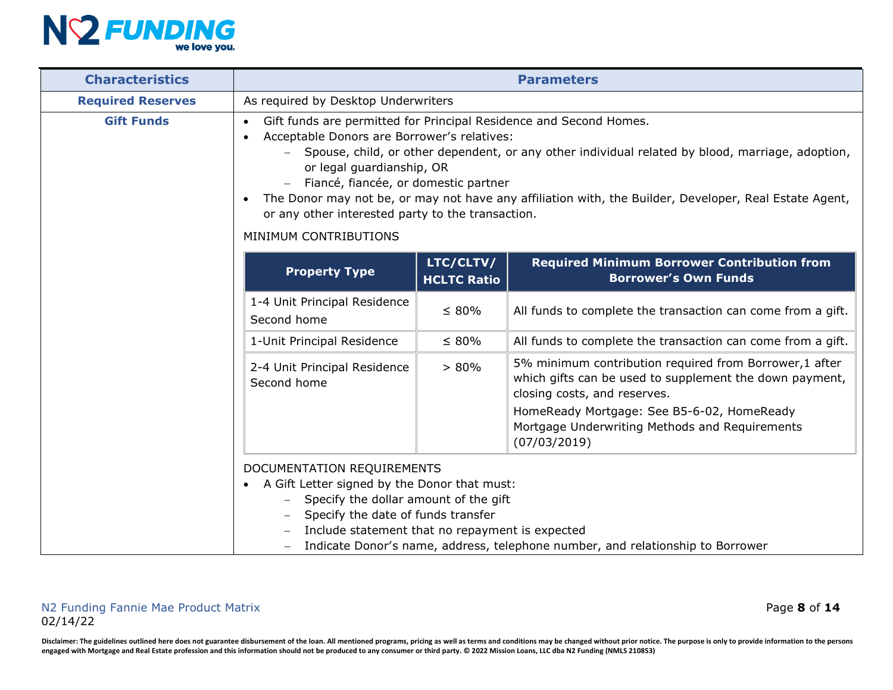| Characteristics | Parameters |
|---|---|
| **Required Reserves** | As required by Desktop Underwriters |
| **Gift Funds** | • Gift funds are permitted for Principal Residence and Second Homes.<br>• Acceptable Donors are Borrower's relatives:<br>  – Spouse, child, or other dependent, or any other individual related by blood, marriage, adoption, or legal guardianship, OR<br>  – Fiancé, fiancée, or domestic partner<br>• The Donor may not be, or may not have any affiliation with, the Builder, Developer, Real Estate Agent, or any other interested party to the transaction. |

MINIMUM CONTRIBUTIONS

| Property Type | LTC/CLTV/ HCLTC Ratio | Required Minimum Borrower Contribution from Borrower's Own Funds |
|---|---|---|
| 1-4 Unit Principal Residence<br>Second home | ≤ 80% | All funds to complete the transaction can come from a gift. |
| 1-Unit Principal Residence | ≤ 80% | All funds to complete the transaction can come from a gift. |
| 2-4 Unit Principal Residence<br>Second home | > 80% | 5% minimum contribution required from Borrower,1 after which gifts can be used to supplement the down payment, closing costs, and reserves.<br>HomeReady Mortgage: See B5-6-02, HomeReady Mortgage Underwriting Methods and Requirements (07/03/2019) |

DOCUMENTATION REQUIREMENTS

- A Gift Letter signed by the Donor that must:
  - Specify the dollar amount of the gift
  - Specify the date of funds transfer
  - Include statement that no repayment is expected
  - Indicate Donor's name, address, telephone number, and relationship to Borrower

N2 Funding Fannie Mae Product Matrix
02/14/22

Disclaimer: The guidelines outlined here does not guarantee disbursement of the loan. All mentioned programs, pricing as well as terms and conditions may be changed without prior notice. The purpose is only to provide information to the persons engaged with Mortgage and Real Estate profession and this information should not be produced to any consumer or third party. © 2022 Mission Loans, LLC dba N2 Funding (NMLS 210853)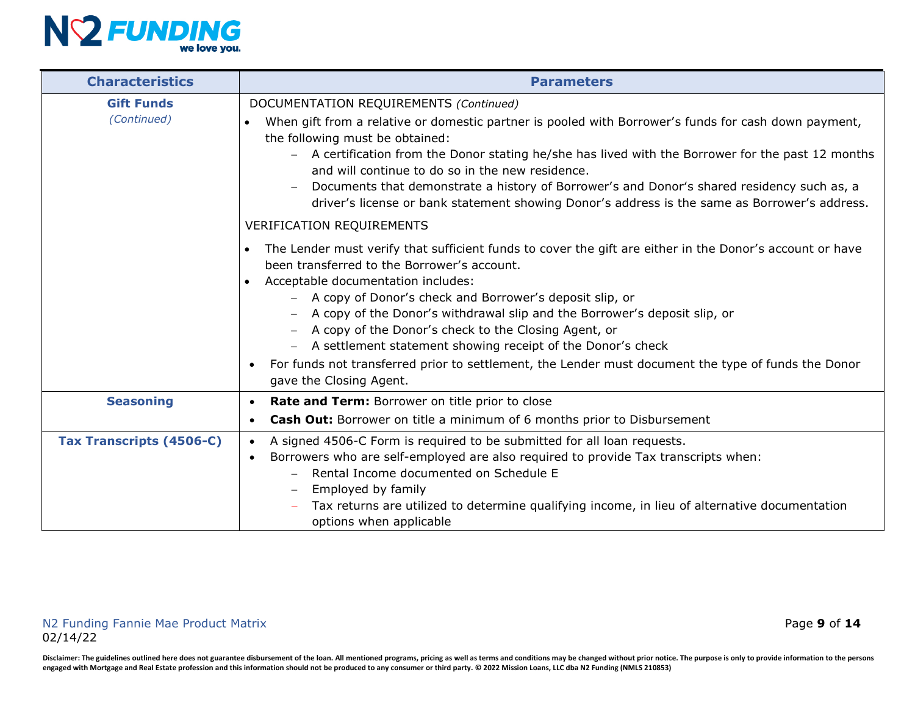| Characteristics | Parameters |
|---|---|
| **Gift Funds** *(Continued)* | DOCUMENTATION REQUIREMENTS *(Continued)*<br>• When gift from a relative or domestic partner is pooled with Borrower's funds for cash down payment, the following must be obtained:<br>&nbsp;&nbsp;&nbsp;– A certification from the Donor stating he/she has lived with the Borrower for the past 12 months and will continue to do so in the new residence.<br>&nbsp;&nbsp;&nbsp;– Documents that demonstrate a history of Borrower's and Donor's shared residency such as, a driver's license or bank statement showing Donor's address is the same as Borrower's address.<br><br>VERIFICATION REQUIREMENTS<br>• The Lender must verify that sufficient funds to cover the gift are either in the Donor's account or have been transferred to the Borrower's account.<br>• Acceptable documentation includes:<br>&nbsp;&nbsp;&nbsp;– A copy of Donor's check and Borrower's deposit slip, or<br>&nbsp;&nbsp;&nbsp;– A copy of the Donor's withdrawal slip and the Borrower's deposit slip, or<br>&nbsp;&nbsp;&nbsp;– A copy of the Donor's check to the Closing Agent, or<br>&nbsp;&nbsp;&nbsp;– A settlement statement showing receipt of the Donor's check<br>• For funds not transferred prior to settlement, the Lender must document the type of funds the Donor gave the Closing Agent. |
| **Seasoning** | • **Rate and Term:** Borrower on title prior to close<br>• **Cash Out:** Borrower on title a minimum of 6 months prior to Disbursement |
| **Tax Transcripts (4506-C)** | • A signed 4506-C Form is required to be submitted for all loan requests.<br>• Borrowers who are self-employed are also required to provide Tax transcripts when:<br>&nbsp;&nbsp;&nbsp;– Rental Income documented on Schedule E<br>&nbsp;&nbsp;&nbsp;– Employed by family<br>&nbsp;&nbsp;&nbsp;– Tax returns are utilized to determine qualifying income, in lieu of alternative documentation options when applicable |

N2 Funding Fannie Mae Product Matrix
02/14/22

Disclaimer: The guidelines outlined here does not guarantee disbursement of the loan. All mentioned programs, pricing as well as terms and conditions may be changed without prior notice. The purpose is only to provide information to the persons engaged with Mortgage and Real Estate profession and this information should not be produced to any consumer or third party. © 2022 Mission Loans, LLC dba N2 Funding (NMLS 210853)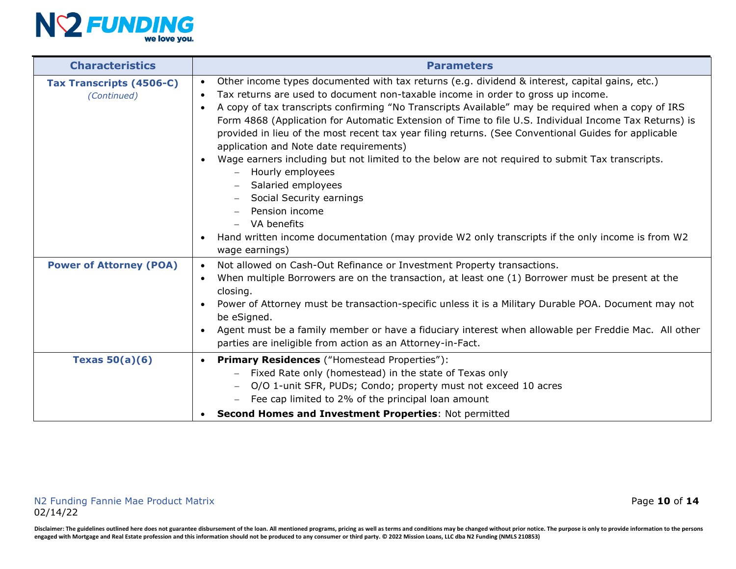| Characteristics | Parameters |
|---|---|
| **Tax Transcripts (4506-C)** *(Continued)* | • Other income types documented with tax returns (e.g. dividend & interest, capital gains, etc.)<br>• Tax returns are used to document non-taxable income in order to gross up income.<br>• A copy of tax transcripts confirming "No Transcripts Available" may be required when a copy of IRS Form 4868 (Application for Automatic Extension of Time to file U.S. Individual Income Tax Returns) is provided in lieu of the most recent tax year filing returns. (See Conventional Guides for applicable application and Note date requirements)<br>• Wage earners including but not limited to the below are not required to submit Tax transcripts.<br>  – Hourly employees<br>  – Salaried employees<br>  – Social Security earnings<br>  – Pension income<br>  – VA benefits<br>• Hand written income documentation (may provide W2 only transcripts if the only income is from W2 wage earnings) |
| **Power of Attorney (POA)** | • Not allowed on Cash-Out Refinance or Investment Property transactions.<br>• When multiple Borrowers are on the transaction, at least one (1) Borrower must be present at the closing.<br>• Power of Attorney must be transaction-specific unless it is a Military Durable POA. Document may not be eSigned.<br>• Agent must be a family member or have a fiduciary interest when allowable per Freddie Mac. All other parties are ineligible from action as an Attorney-in-Fact. |
| **Texas 50(a)(6)** | • **Primary Residences** ("Homestead Properties"):<br>  – Fixed Rate only (homestead) in the state of Texas only<br>  – O/O 1-unit SFR, PUDs; Condo; property must not exceed 10 acres<br>  – Fee cap limited to 2% of the principal loan amount<br>• **Second Homes and Investment Properties**: Not permitted |

N2 Funding Fannie Mae Product Matrix
02/14/22

Disclaimer: The guidelines outlined here does not guarantee disbursement of the loan. All mentioned programs, pricing as well as terms and conditions may be changed without prior notice. The purpose is only to provide information to the persons engaged with Mortgage and Real Estate profession and this information should not be produced to any consumer or third party. © 2022 Mission Loans, LLC dba N2 Funding (NMLS 210853)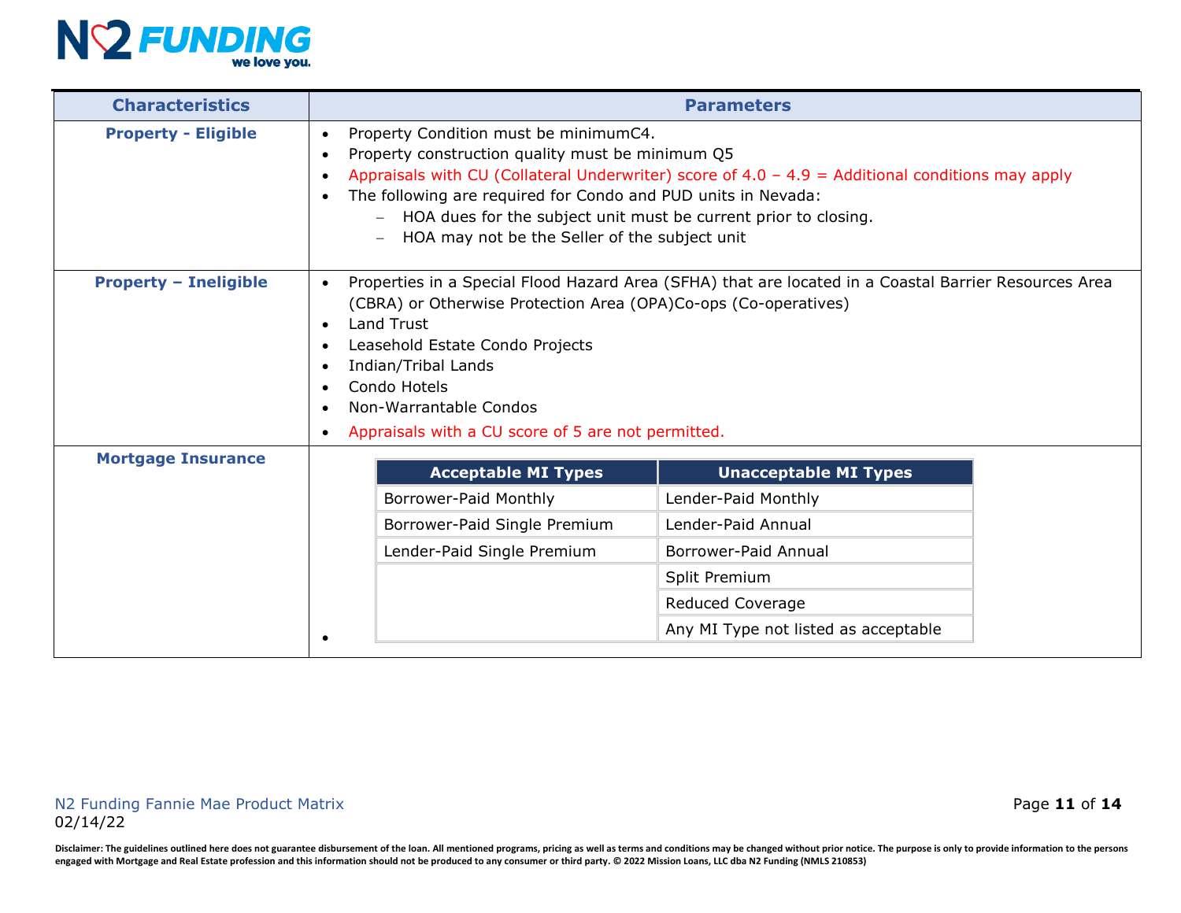| Characteristics | Parameters |
|---|---|
| **Property - Eligible** | • Property Condition must be minimumC4.<br>• Property construction quality must be minimum Q5<br>• Appraisals with CU (Collateral Underwriter) score of 4.0 – 4.9 = Additional conditions may apply<br>• The following are required for Condo and PUD units in Nevada:<br>  – HOA dues for the subject unit must be current prior to closing.<br>  – HOA may not be the Seller of the subject unit |
| **Property – Ineligible** | • Properties in a Special Flood Hazard Area (SFHA) that are located in a Coastal Barrier Resources Area (CBRA) or Otherwise Protection Area (OPA)Co-ops (Co-operatives)<br>• Land Trust<br>• Leasehold Estate Condo Projects<br>• Indian/Tribal Lands<br>• Condo Hotels<br>• Non-Warrantable Condos<br>• Appraisals with a CU score of 5 are not permitted. |
| **Mortgage Insurance** | See table below |

| Acceptable MI Types | Unacceptable MI Types |
|---|---|
| Borrower-Paid Monthly | Lender-Paid Monthly |
| Borrower-Paid Single Premium | Lender-Paid Annual |
| Lender-Paid Single Premium | Borrower-Paid Annual |
| | Split Premium |
| | Reduced Coverage |
| | Any MI Type not listed as acceptable |

N2 Funding Fannie Mae Product Matrix
02/14/22

Disclaimer: The guidelines outlined here does not guarantee disbursement of the loan. All mentioned programs, pricing as well as terms and conditions may be changed without prior notice. The purpose is only to provide information to the persons engaged with Mortgage and Real Estate profession and this information should not be produced to any consumer or third party. © 2022 Mission Loans, LLC dba N2 Funding (NMLS 210853)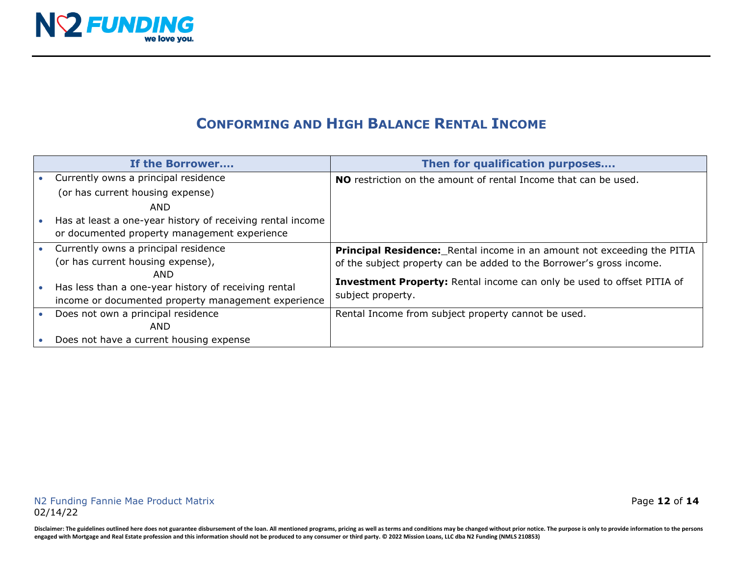# CONFORMING AND HIGH BALANCE RENTAL INCOME

| If the Borrower.... | Then for qualification purposes.... |
|---|---|
| • Currently owns a principal residence (or has current housing expense) AND • Has at least a one-year history of receiving rental income or documented property management experience | **NO** restriction on the amount of rental Income that can be used. |
| • Currently owns a principal residence (or has current housing expense), AND • Has less than a one-year history of receiving rental income or documented property management experience | **Principal Residence:** Rental income in an amount not exceeding the PITIA of the subject property can be added to the Borrower's gross income. **Investment Property:** Rental income can only be used to offset PITIA of subject property. |
| • Does not own a principal residence AND • Does not have a current housing expense | Rental Income from subject property cannot be used. |

N2 Funding Fannie Mae Product Matrix
02/14/22

Disclaimer: The guidelines outlined here does not guarantee disbursement of the loan. All mentioned programs, pricing as well as terms and conditions may be changed without prior notice. The purpose is only to provide information to the persons engaged with Mortgage and Real Estate profession and this information should not be produced to any consumer or third party. © 2022 Mission Loans, LLC dba N2 Funding (NMLS 210853)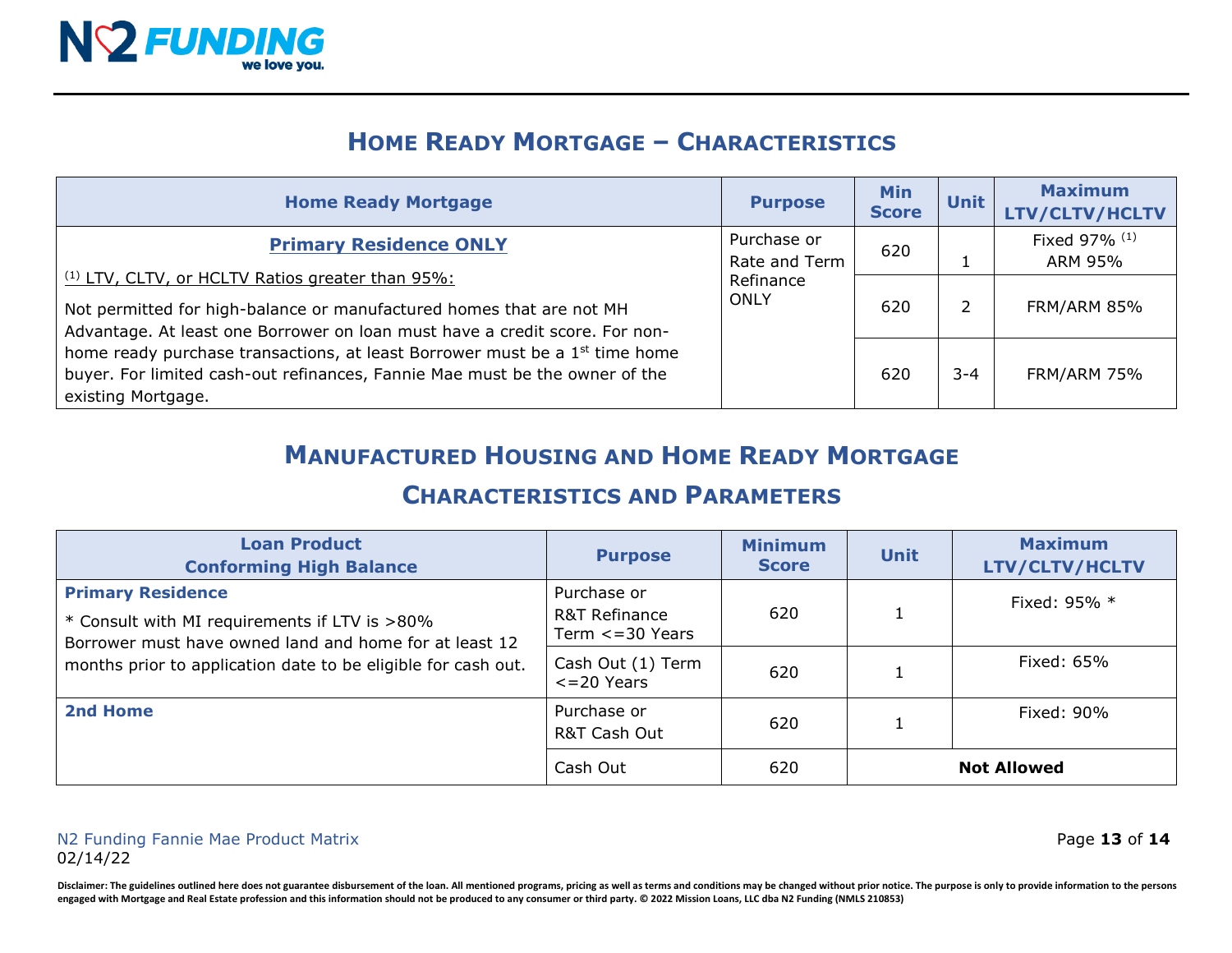## Home Ready Mortgage – Characteristics

| Home Ready Mortgage | Purpose | Min Score | Unit | Maximum LTV/CLTV/HCLTV |
|---|---|---|---|---|
| **Primary Residence ONLY**<br>[(1)] LTV, CLTV, or HCLTV Ratios greater than 95%:<br>Not permitted for high-balance or manufactured homes that are not MH Advantage. At least one Borrower on loan must have a credit score. For non-home ready purchase transactions, at least Borrower must be a 1st time home buyer. For limited cash-out refinances, Fannie Mae must be the owner of the existing Mortgage. | Purchase or Rate and Term Refinance ONLY | 620 | 1 | Fixed 97% [(1)]<br>ARM 95% |
| | | 620 | 2 | FRM/ARM 85% |
| | | 620 | 3-4 | FRM/ARM 75% |

## Manufactured Housing and Home Ready Mortgage Characteristics and Parameters

| Loan Product Conforming High Balance | Purpose | Minimum Score | Unit | Maximum LTV/CLTV/HCLTV |
|---|---|---|---|---|
| **Primary Residence**<br>* Consult with MI requirements if LTV is >80%<br>Borrower must have owned land and home for at least 12 months prior to application date to be eligible for cash out. | Purchase or R&T Refinance Term <=30 Years | 620 | 1 | Fixed: 95% * |
| | Cash Out (1) Term <=20 Years | 620 | 1 | Fixed: 65% |
| **2nd Home** | Purchase or R&T Cash Out | 620 | 1 | Fixed: 90% |
| | Cash Out | 620 | **Not Allowed** | |

N2 Funding Fannie Mae Product Matrix
02/14/22

Disclaimer: The guidelines outlined here does not guarantee disbursement of the loan. All mentioned programs, pricing as well as terms and conditions may be changed without prior notice. The purpose is only to provide information to the persons engaged with Mortgage and Real Estate profession and this information should not be produced to any consumer or third party. © 2022 Mission Loans, LLC dba N2 Funding (NMLS 210853)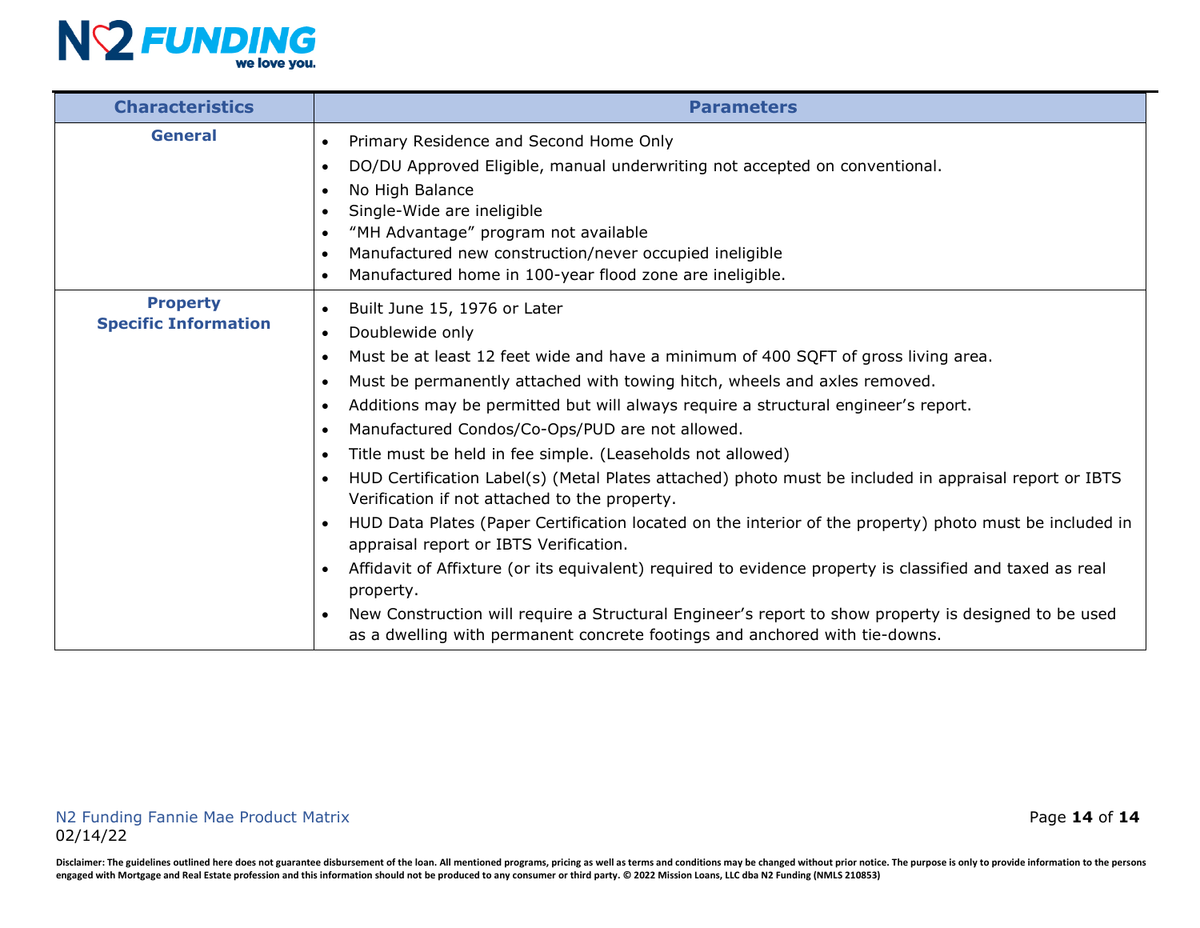| Characteristics | Parameters |
|---|---|
| **General** | • Primary Residence and Second Home Only<br>• DO/DU Approved Eligible, manual underwriting not accepted on conventional.<br>• No High Balance<br>• Single-Wide are ineligible<br>• "MH Advantage" program not available<br>• Manufactured new construction/never occupied ineligible<br>• Manufactured home in 100-year flood zone are ineligible. |
| **Property Specific Information** | • Built June 15, 1976 or Later<br>• Doublewide only<br>• Must be at least 12 feet wide and have a minimum of 400 SQFT of gross living area.<br>• Must be permanently attached with towing hitch, wheels and axles removed.<br>• Additions may be permitted but will always require a structural engineer's report.<br>• Manufactured Condos/Co-Ops/PUD are not allowed.<br>• Title must be held in fee simple. (Leaseholds not allowed)<br>• HUD Certification Label(s) (Metal Plates attached) photo must be included in appraisal report or IBTS Verification if not attached to the property.<br>• HUD Data Plates (Paper Certification located on the interior of the property) photo must be included in appraisal report or IBTS Verification.<br>• Affidavit of Affixture (or its equivalent) required to evidence property is classified and taxed as real property.<br>• New Construction will require a Structural Engineer's report to show property is designed to be used as a dwelling with permanent concrete footings and anchored with tie-downs. |

Disclaimer: The guidelines outlined here does not guarantee disbursement of the loan. All mentioned programs, pricing as well as terms and conditions may be changed without prior notice. The purpose is only to provide information to the persons engaged with Mortgage and Real Estate profession and this information should not be produced to any consumer or third party. © 2022 Mission Loans, LLC dba N2 Funding (NMLS 210853)